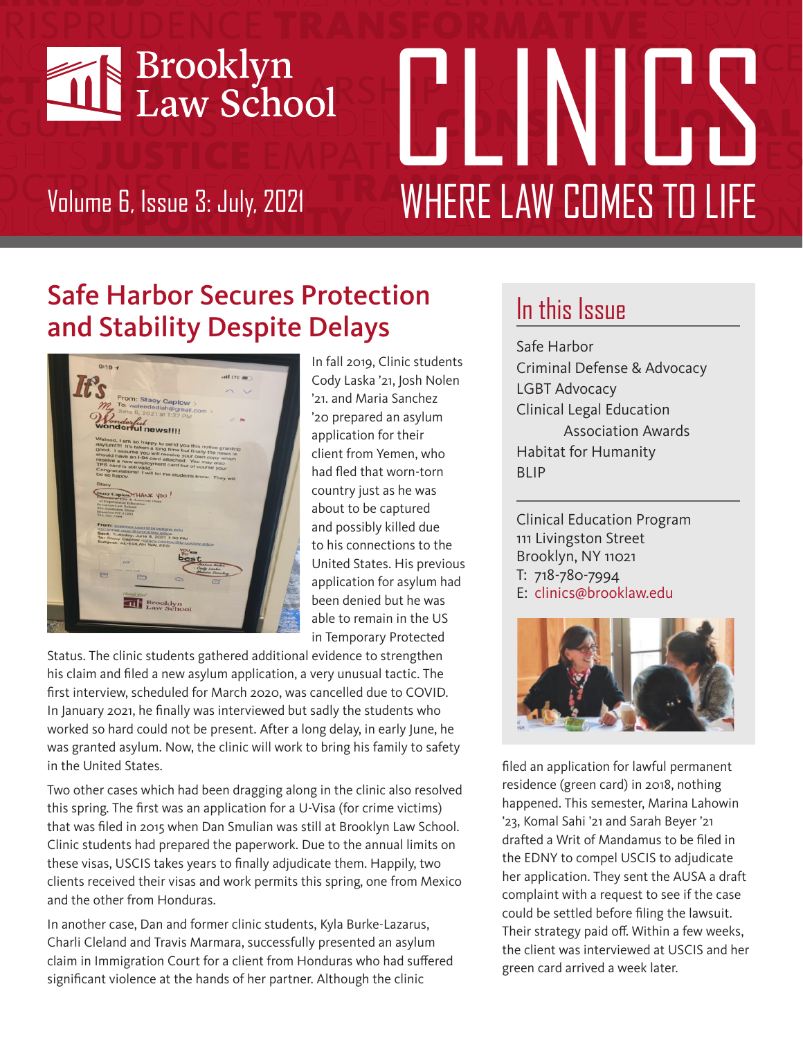# Brooklyn Law School CLINICS

## WHERE LAW COMES TO LIFE

Volume 6, Issue 3: July, 2021

## Safe Harbor Secures Protection and Stability Despite Delays

In fall 2019, Clinic students Cody Laska '21, Josh Nolen '21. and Maria Sanchez '20 prepared an asylum application for their client from Yemen, who had fled that worn-torn country just as he was about to be captured and possibly killed due to his connections to the United States. His previous application for asylum had been denied but he was able to remain in the US in Temporary Protected Status. The clinic students gathered additional evidence to strengthen his claim and filed a new asylum application, a very unusual tactic. The first interview, scheduled for March 2020, was cancelled due to COVID. In January 2021, he finally was interviewed but sadly the students who worked so hard could not be present. After a long delay, in early June, he was granted asylum. Now, the clinic will work to bring his family to safety in the United States.

Two other cases which had been dragging along in the clinic also resolved this spring. The first was an application for a U-Visa (for crime victims) that was filed in 2015 when Dan Smulian was still at Brooklyn Law School. Clinic students had prepared the paperwork. Due to the annual limits on these visas, USCIS takes years to finally adjudicate them. Happily, two clients received their visas and work permits this spring, one from Mexico and the other from Honduras.

In another case, Dan and former clinic students, Kyla Burke-Lazarus, Charli Cleland and Travis Marmara, successfully presented an asylum claim in Immigration Court for a client from Honduras who had suffered significant violence at the hands of her partner. Although the clinic filed an application for lawful permanent residence (green card) in 2018, nothing happened. This semester, Marina Lahowin '23, Komal Sahi '21 and Sarah Beyer '21 drafted a Writ of Mandamus to be filed in the EDNY to compel USCIS to adjudicate her application. They sent the AUSA a draft complaint with a request to see if the case could be settled before filing the lawsuit. Their strategy paid off. Within a few weeks, the client was interviewed at USCIS and her green card arrived a week later.

## In this Issue

- Safe Harbor
- Criminal Defense & Advocacy
- LGBT Advocacy
- Clinical Legal Education Association Awards
- Habitat for Humanity
- BLIP

Clinical Education Program
111 Livingston Street
Brooklyn, NY 11021
T: 718-780-7994
E: clinics@brooklaw.edu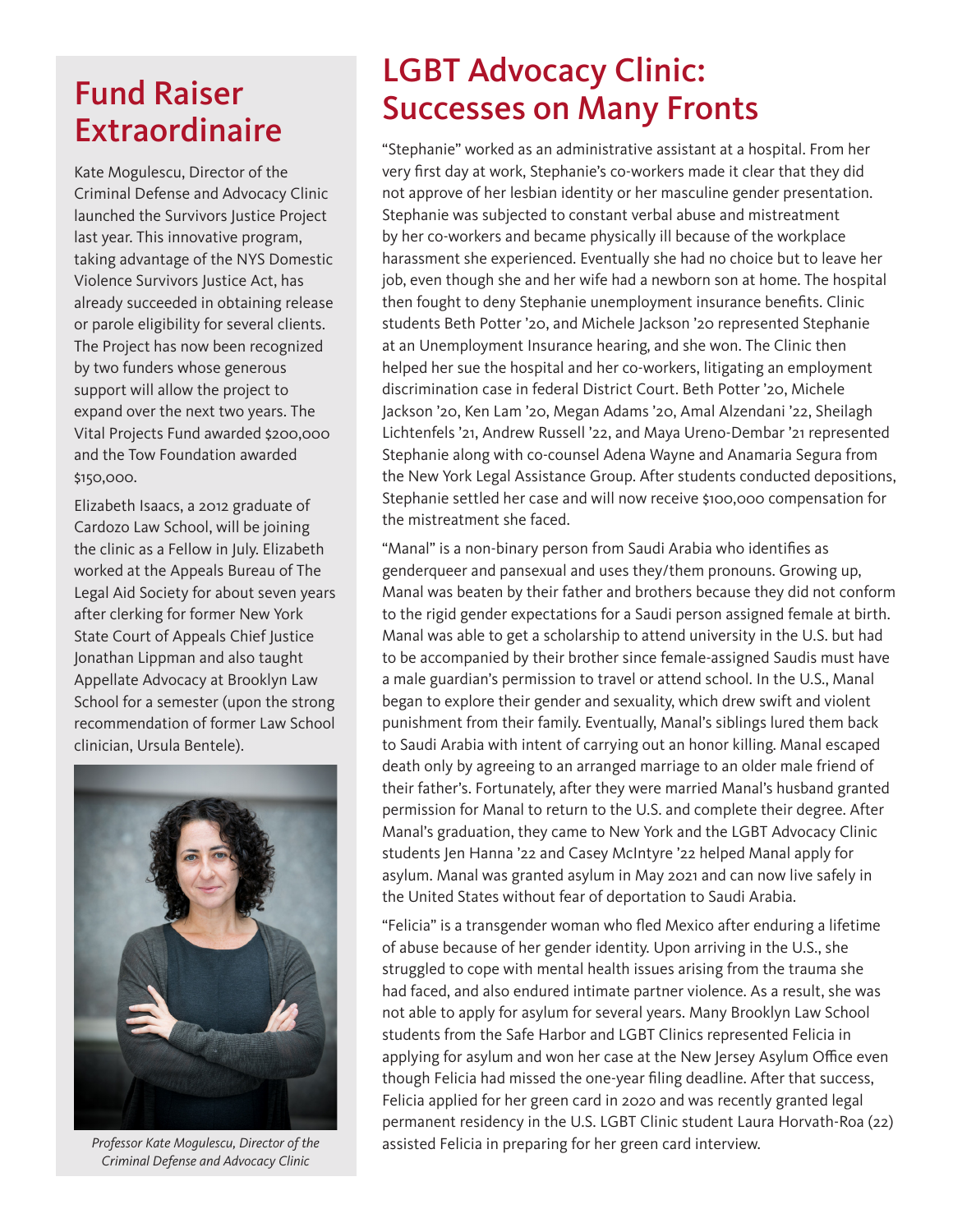## Fund Raiser Extraordinaire

Kate Mogulescu, Director of the Criminal Defense and Advocacy Clinic launched the Survivors Justice Project last year. This innovative program, taking advantage of the NYS Domestic Violence Survivors Justice Act, has already succeeded in obtaining release or parole eligibility for several clients. The Project has now been recognized by two funders whose generous support will allow the project to expand over the next two years. The Vital Projects Fund awarded $200,000 and the Tow Foundation awarded $150,000.

Elizabeth Isaacs, a 2012 graduate of Cardozo Law School, will be joining the clinic as a Fellow in July. Elizabeth worked at the Appeals Bureau of The Legal Aid Society for about seven years after clerking for former New York State Court of Appeals Chief Justice Jonathan Lippman and also taught Appellate Advocacy at Brooklyn Law School for a semester (upon the strong recommendation of former Law School clinician, Ursula Bentele).

*Professor Kate Mogulescu, Director of the Criminal Defense and Advocacy Clinic*

## LGBT Advocacy Clinic: Successes on Many Fronts

"Stephanie" worked as an administrative assistant at a hospital. From her very first day at work, Stephanie's co-workers made it clear that they did not approve of her lesbian identity or her masculine gender presentation. Stephanie was subjected to constant verbal abuse and mistreatment by her co-workers and became physically ill because of the workplace harassment she experienced. Eventually she had no choice but to leave her job, even though she and her wife had a newborn son at home. The hospital then fought to deny Stephanie unemployment insurance benefits. Clinic students Beth Potter '20, and Michele Jackson '20 represented Stephanie at an Unemployment Insurance hearing, and she won. The Clinic then helped her sue the hospital and her co-workers, litigating an employment discrimination case in federal District Court. Beth Potter '20, Michele Jackson '20, Ken Lam '20, Megan Adams '20, Amal Alzendani '22, Sheilagh Lichtenfels '21, Andrew Russell '22, and Maya Ureno-Dembar '21 represented Stephanie along with co-counsel Adena Wayne and Anamaria Segura from the New York Legal Assistance Group. After students conducted depositions, Stephanie settled her case and will now receive $100,000 compensation for the mistreatment she faced.

"Manal" is a non-binary person from Saudi Arabia who identifies as genderqueer and pansexual and uses they/them pronouns. Growing up, Manal was beaten by their father and brothers because they did not conform to the rigid gender expectations for a Saudi person assigned female at birth. Manal was able to get a scholarship to attend university in the U.S. but had to be accompanied by their brother since female-assigned Saudis must have a male guardian's permission to travel or attend school. In the U.S., Manal began to explore their gender and sexuality, which drew swift and violent punishment from their family. Eventually, Manal's siblings lured them back to Saudi Arabia with intent of carrying out an honor killing. Manal escaped death only by agreeing to an arranged marriage to an older male friend of their father's. Fortunately, after they were married Manal's husband granted permission for Manal to return to the U.S. and complete their degree. After Manal's graduation, they came to New York and the LGBT Advocacy Clinic students Jen Hanna '22 and Casey McIntyre '22 helped Manal apply for asylum. Manal was granted asylum in May 2021 and can now live safely in the United States without fear of deportation to Saudi Arabia.

"Felicia" is a transgender woman who fled Mexico after enduring a lifetime of abuse because of her gender identity. Upon arriving in the U.S., she struggled to cope with mental health issues arising from the trauma she had faced, and also endured intimate partner violence. As a result, she was not able to apply for asylum for several years. Many Brooklyn Law School students from the Safe Harbor and LGBT Clinics represented Felicia in applying for asylum and won her case at the New Jersey Asylum Office even though Felicia had missed the one-year filing deadline. After that success, Felicia applied for her green card in 2020 and was recently granted legal permanent residency in the U.S. LGBT Clinic student Laura Horvath-Roa (22) assisted Felicia in preparing for her green card interview.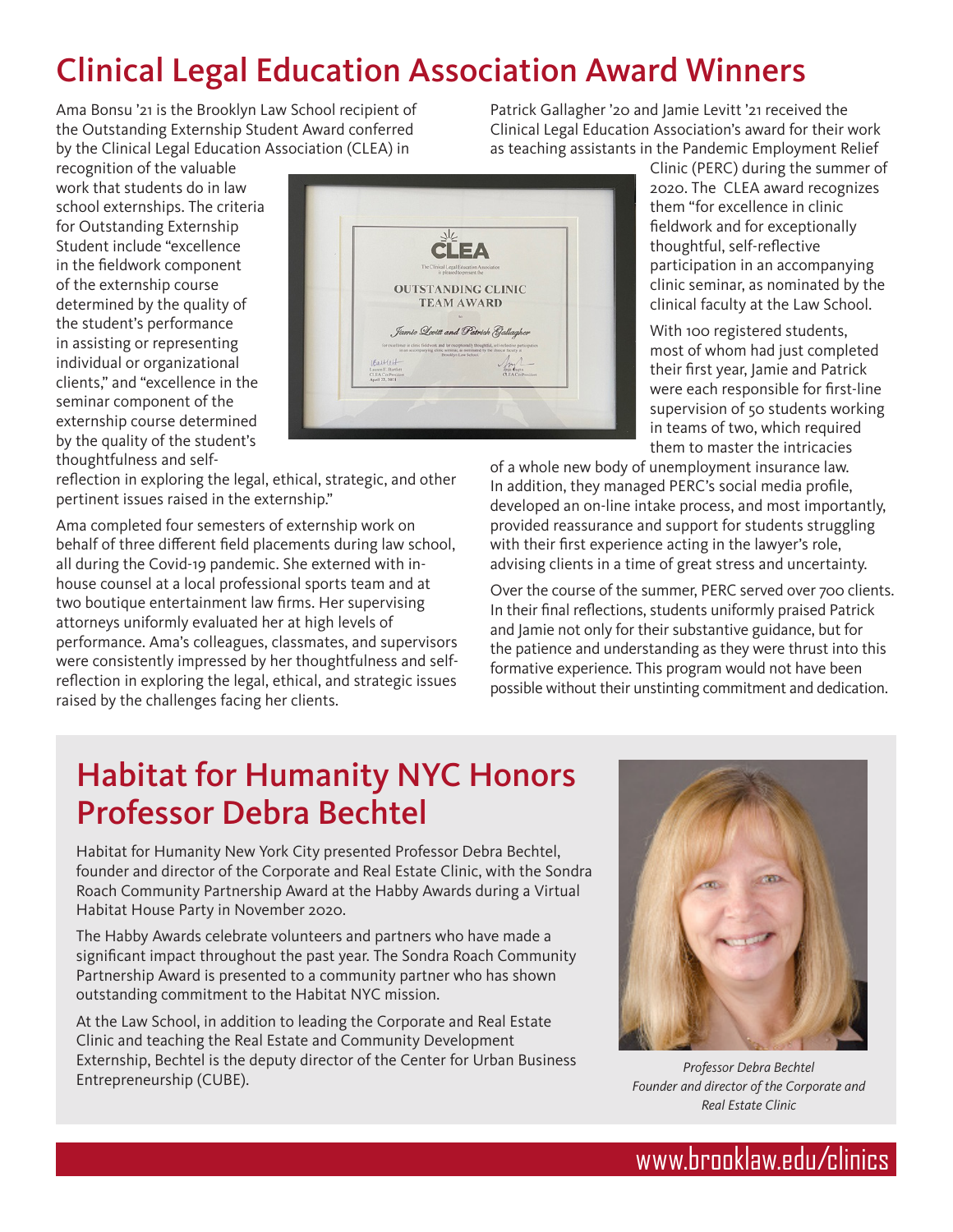# Clinical Legal Education Association Award Winners

Ama Bonsu '21 is the Brooklyn Law School recipient of the Outstanding Externship Student Award conferred by the Clinical Legal Education Association (CLEA) in recognition of the valuable work that students do in law school externships. The criteria for Outstanding Externship Student include "excellence in the fieldwork component of the externship course determined by the quality of the student's performance in assisting or representing individual or organizational clients," and "excellence in the seminar component of the externship course determined by the quality of the student's thoughtfulness and self-reflection in exploring the legal, ethical, strategic, and other pertinent issues raised in the externship."

Ama completed four semesters of externship work on behalf of three different field placements during law school, all during the Covid-19 pandemic. She externed with in-house counsel at a local professional sports team and at two boutique entertainment law firms. Her supervising attorneys uniformly evaluated her at high levels of performance. Ama's colleagues, classmates, and supervisors were consistently impressed by her thoughtfulness and self-reflection in exploring the legal, ethical, and strategic issues raised by the challenges facing her clients.

Patrick Gallagher '20 and Jamie Levitt '21 received the Clinical Legal Education Association's award for their work as teaching assistants in the Pandemic Employment Relief Clinic (PERC) during the summer of 2020. The CLEA award recognizes them "for excellence in clinic fieldwork and for exceptionally thoughtful, self-reflective participation in an accompanying clinic seminar, as nominated by the clinical faculty at the Law School.

With 100 registered students, most of whom had just completed their first year, Jamie and Patrick were each responsible for first-line supervision of 50 students working in teams of two, which required them to master the intricacies of a whole new body of unemployment insurance law. In addition, they managed PERC's social media profile, developed an on-line intake process, and most importantly, provided reassurance and support for students struggling with their first experience acting in the lawyer's role, advising clients in a time of great stress and uncertainty.

Over the course of the summer, PERC served over 700 clients. In their final reflections, students uniformly praised Patrick and Jamie not only for their substantive guidance, but for the patience and understanding as they were thrust into this formative experience. This program would not have been possible without their unstinting commitment and dedication.

# Habitat for Humanity NYC Honors Professor Debra Bechtel

Habitat for Humanity New York City presented Professor Debra Bechtel, founder and director of the Corporate and Real Estate Clinic, with the Sondra Roach Community Partnership Award at the Habby Awards during a Virtual Habitat House Party in November 2020.

The Habby Awards celebrate volunteers and partners who have made a significant impact throughout the past year. The Sondra Roach Community Partnership Award is presented to a community partner who has shown outstanding commitment to the Habitat NYC mission.

At the Law School, in addition to leading the Corporate and Real Estate Clinic and teaching the Real Estate and Community Development Externship, Bechtel is the deputy director of the Center for Urban Business Entrepreneurship (CUBE).

*Professor Debra Bechtel*
*Founder and director of the Corporate and Real Estate Clinic*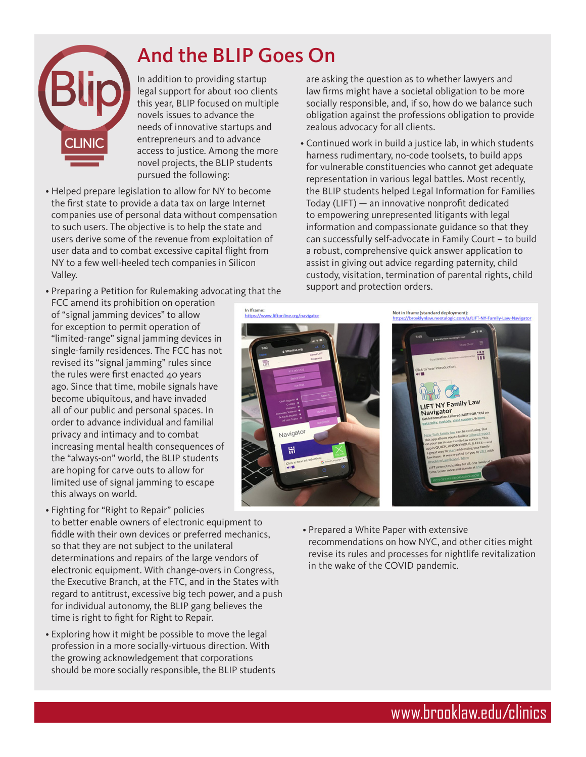# And the BLIP Goes On

In addition to providing startup legal support for about 100 clients this year, BLIP focused on multiple novels issues to advance the needs of innovative startups and entrepreneurs and to advance access to justice. Among the more novel projects, the BLIP students pursued the following:

- Helped prepare legislation to allow for NY to become the first state to provide a data tax on large Internet companies use of personal data without compensation to such users. The objective is to help the state and users derive some of the revenue from exploitation of user data and to combat excessive capital flight from NY to a few well-heeled tech companies in Silicon Valley.
- Preparing a Petition for Rulemaking advocating that the FCC amend its prohibition on operation of "signal jamming devices" to allow for exception to permit operation of "limited-range" signal jamming devices in single-family residences. The FCC has not revised its "signal jamming" rules since the rules were first enacted 40 years ago. Since that time, mobile signals have become ubiquitous, and have invaded all of our public and personal spaces. In order to advance individual and familial privacy and intimacy and to combat increasing mental health consequences of the "always-on" world, the BLIP students are hoping for carve outs to allow for limited use of signal jamming to escape this always on world.
- Fighting for "Right to Repair" policies to better enable owners of electronic equipment to fiddle with their own devices or preferred mechanics, so that they are not subject to the unilateral determinations and repairs of the large vendors of electronic equipment. With change-overs in Congress, the Executive Branch, at the FTC, and in the States with regard to antitrust, excessive big tech power, and a push for individual autonomy, the BLIP gang believes the time is right to fight for Right to Repair.
- Exploring how it might be possible to move the legal profession in a more socially-virtuous direction. With the growing acknowledgement that corporations should be more socially responsible, the BLIP students are asking the question as to whether lawyers and law firms might have a societal obligation to be more socially responsible, and, if so, how do we balance such obligation against the professions obligation to provide zealous advocacy for all clients.
- Continued work in build a justice lab, in which students harness rudimentary, no-code toolsets, to build apps for vulnerable constituencies who cannot get adequate representation in various legal battles. Most recently, the BLIP students helped Legal Information for Families Today (LIFT) — an innovative nonprofit dedicated to empowering unrepresented litigants with legal information and compassionate guidance so that they can successfully self-advocate in Family Court – to build a robust, comprehensive quick answer application to assist in giving out advice regarding paternity, child custody, visitation, termination of parental rights, child support and protection orders.

In Iframe:
https://www.liftonline.org/navigator

Not in Iframe (standard deployment):
https://brooklynlaw.neotalogic.com/a/LIFT-NY-Family-Law-Navigator

- Prepared a White Paper with extensive recommendations on how NYC, and other cities might revise its rules and processes for nightlife revitalization in the wake of the COVID pandemic.

www.brooklaw.edu/clinics